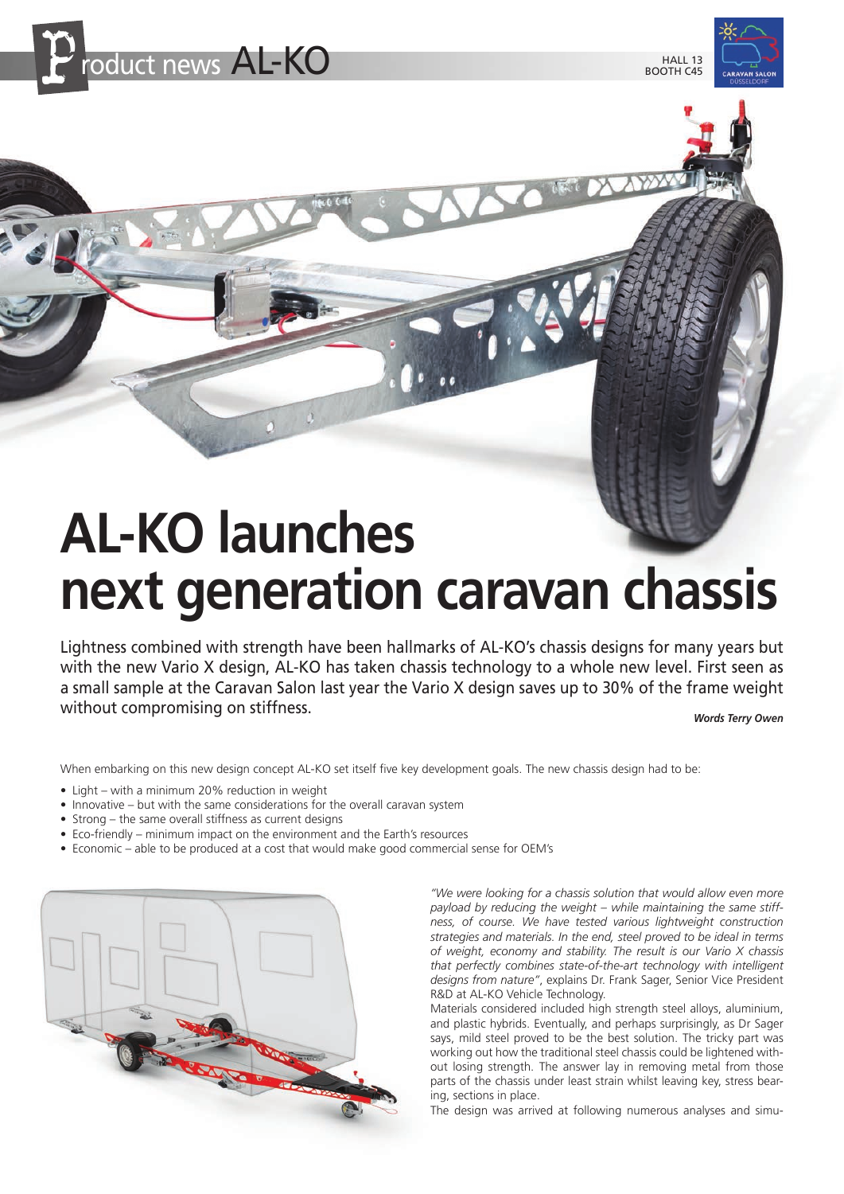# AL-KO launches next generation caravan chassis

Lightness combined with strength have been hallmarks of AL-KO's chassis designs for many years but with the new Vario X design, AL-KO has taken chassis technology to a whole new level. First seen as a small sample at the Caravan Salon last year the Vario X design saves up to 30% of the frame weight without compromising on stiffness.

***Words Terry Owen***

When embarking on this new design concept AL-KO set itself five key development goals. The new chassis design had to be:

- Light – with a minimum 20% reduction in weight
- Innovative – but with the same considerations for the overall caravan system
- Strong – the same overall stiffness as current designs
- Eco-friendly – minimum impact on the environment and the Earth's resources
- Economic – able to be produced at a cost that would make good commercial sense for OEM's

*"We were looking for a chassis solution that would allow even more payload by reducing the weight – while maintaining the same stiffness, of course. We have tested various lightweight construction strategies and materials. In the end, steel proved to be ideal in terms of weight, economy and stability. The result is our Vario X chassis that perfectly combines state-of-the-art technology with intelligent designs from nature"*, explains Dr. Frank Sager, Senior Vice President R&D at AL-KO Vehicle Technology.

Materials considered included high strength steel alloys, aluminium, and plastic hybrids. Eventually, and perhaps surprisingly, as Dr Sager says, mild steel proved to be the best solution. The tricky part was working out how the traditional steel chassis could be lightened without losing strength. The answer lay in removing metal from those parts of the chassis under least strain whilst leaving key, stress bearing, sections in place.

The design was arrived at following numerous analyses and simu-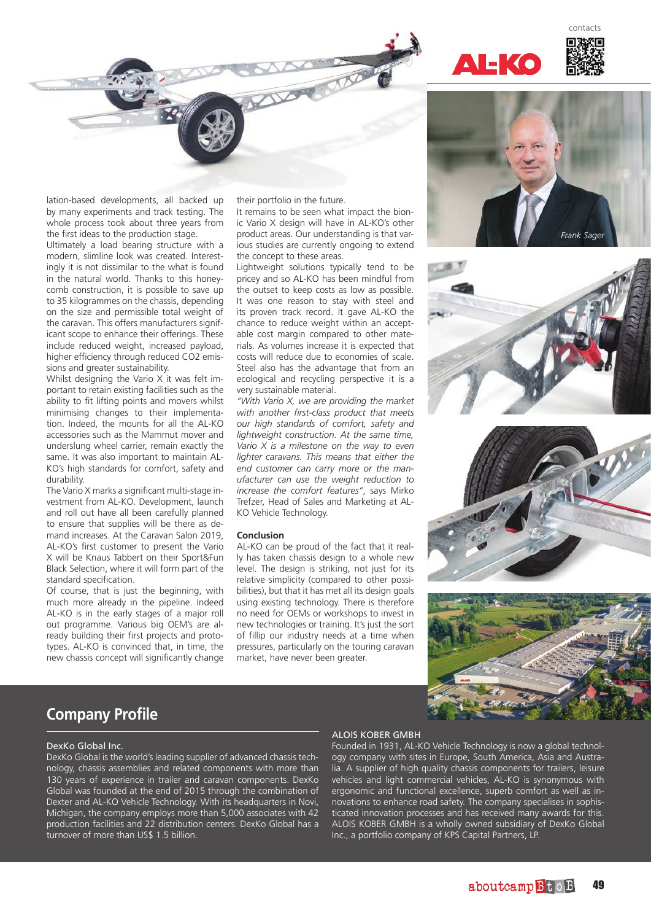lation-based developments, all backed up by many experiments and track testing. The whole process took about three years from the first ideas to the production stage.

Ultimately a load bearing structure with a modern, slimline look was created. Interestingly it is not dissimilar to the what is found in the natural world. Thanks to this honeycomb construction, it is possible to save up to 35 kilogrammes on the chassis, depending on the size and permissible total weight of the caravan. This offers manufacturers significant scope to enhance their offerings. These include reduced weight, increased payload, higher efficiency through reduced $CO_2$ emissions and greater sustainability.

Whilst designing the Vario X it was felt important to retain existing facilities such as the ability to fit lifting points and movers whilst minimising changes to their implementation. Indeed, the mounts for all the AL-KO accessories such as the Mammut mover and underslung wheel carrier, remain exactly the same. It was also important to maintain AL-KO's high standards for comfort, safety and durability.

The Vario X marks a significant multi-stage investment from AL-KO. Development, launch and roll out have all been carefully planned to ensure that supplies will be there as demand increases. At the Caravan Salon 2019, AL-KO's first customer to present the Vario X will be Knaus Tabbert on their Sport&Fun Black Selection, where it will form part of the standard specification.

Of course, that is just the beginning, with much more already in the pipeline. Indeed AL-KO is in the early stages of a major roll out programme. Various big OEM's are already building their first projects and prototypes. AL-KO is convinced that, in time, the new chassis concept will significantly change their portfolio in the future.

It remains to be seen what impact the bionic Vario X design will have in AL-KO's other product areas. Our understanding is that various studies are currently ongoing to extend the concept to these areas.

Lightweight solutions typically tend to be pricey and so AL-KO has been mindful from the outset to keep costs as low as possible. It was one reason to stay with steel and its proven track record. It gave AL-KO the chance to reduce weight within an acceptable cost margin compared to other materials. As volumes increase it is expected that costs will reduce due to economies of scale. Steel also has the advantage that from an ecological and recycling perspective it is a very sustainable material.

*"With Vario X, we are providing the market with another first-class product that meets our high standards of comfort, safety and lightweight construction. At the same time, Vario X is a milestone on the way to even lighter caravans. This means that either the end customer can carry more or the manufacturer can use the weight reduction to increase the comfort features"*, says Mirko Trefzer, Head of Sales and Marketing at AL-KO Vehicle Technology.

**Conclusion**

AL-KO can be proud of the fact that it really has taken chassis design to a whole new level. The design is striking, not just for its relative simplicity (compared to other possibilities), but that it has met all its design goals using existing technology. There is therefore no need for OEMs or workshops to invest in new technologies or training. It's just the sort of fillip our industry needs at a time when pressures, particularly on the touring caravan market, have never been greater.

*Frank Sager*

## Company Profile

**DexKo Global Inc.**

DexKo Global is the world's leading supplier of advanced chassis technology, chassis assemblies and related components with more than 130 years of experience in trailer and caravan components. DexKo Global was founded at the end of 2015 through the combination of Dexter and AL-KO Vehicle Technology. With its headquarters in Novi, Michigan, the company employs more than 5,000 associates with 42 production facilities and 22 distribution centers. DexKo Global has a turnover of more than US$ 1.5 billion.

**ALOIS KOBER GMBH**

Founded in 1931, AL-KO Vehicle Technology is now a global technology company with sites in Europe, South America, Asia and Australia. A supplier of high quality chassis components for trailers, leisure vehicles and light commercial vehicles, AL-KO is synonymous with ergonomic and functional excellence, superb comfort as well as innovations to enhance road safety. The company specialises in sophisticated innovation processes and has received many awards for this. ALOIS KOBER GMBH is a wholly owned subsidiary of DexKo Global Inc., a portfolio company of KPS Capital Partners, LP.